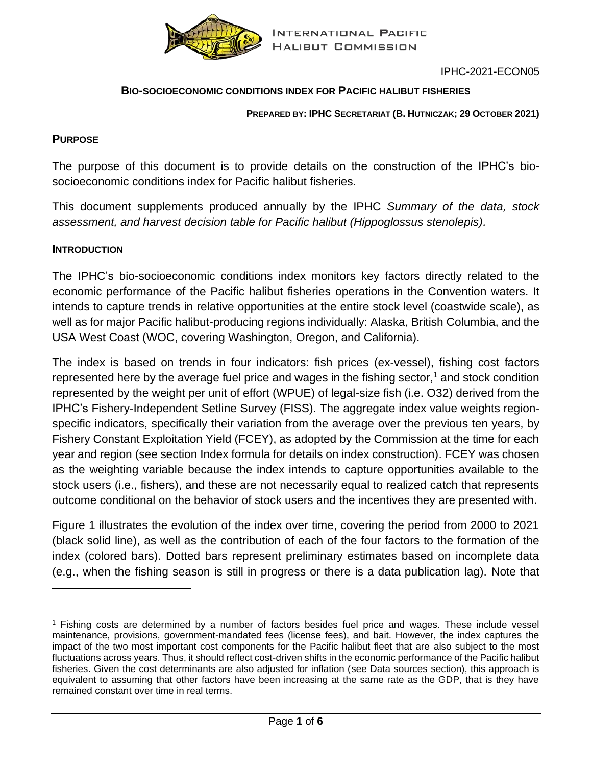IPHC-2021-ECON05

**BIO-SOCIOECONOMIC CONDITIONS INDEX FOR PACIFIC HALIBUT FISHERIES**

**PREPARED BY: IPHC SECRETARIAT (B. HUTNICZAK; 29 OCTOBER 2021)**

## PURPOSE

The purpose of this document is to provide details on the construction of the IPHC's bio-socioeconomic conditions index for Pacific halibut fisheries.

This document supplements produced annually by the IPHC *Summary of the data, stock assessment, and harvest decision table for Pacific halibut (Hippoglossus stenolepis).*

## INTRODUCTION

The IPHC's bio-socioeconomic conditions index monitors key factors directly related to the economic performance of the Pacific halibut fisheries operations in the Convention waters. It intends to capture trends in relative opportunities at the entire stock level (coastwide scale), as well as for major Pacific halibut-producing regions individually: Alaska, British Columbia, and the USA West Coast (WOC, covering Washington, Oregon, and California).

The index is based on trends in four indicators: fish prices (ex-vessel), fishing cost factors represented here by the average fuel price and wages in the fishing sector,[1] and stock condition represented by the weight per unit of effort (WPUE) of legal-size fish (i.e. O32) derived from the IPHC's Fishery-Independent Setline Survey (FISS). The aggregate index value weights region-specific indicators, specifically their variation from the average over the previous ten years, by Fishery Constant Exploitation Yield (FCEY), as adopted by the Commission at the time for each year and region (see section Index formula for details on index construction). FCEY was chosen as the weighting variable because the index intends to capture opportunities available to the stock users (i.e., fishers), and these are not necessarily equal to realized catch that represents outcome conditional on the behavior of stock users and the incentives they are presented with.

Figure 1 illustrates the evolution of the index over time, covering the period from 2000 to 2021 (black solid line), as well as the contribution of each of the four factors to the formation of the index (colored bars). Dotted bars represent preliminary estimates based on incomplete data (e.g., when the fishing season is still in progress or there is a data publication lag). Note that

[1] Fishing costs are determined by a number of factors besides fuel price and wages. These include vessel maintenance, provisions, government-mandated fees (license fees), and bait. However, the index captures the impact of the two most important cost components for the Pacific halibut fleet that are also subject to the most fluctuations across years. Thus, it should reflect cost-driven shifts in the economic performance of the Pacific halibut fisheries. Given the cost determinants are also adjusted for inflation (see Data sources section), this approach is equivalent to assuming that other factors have been increasing at the same rate as the GDP, that is they have remained constant over time in real terms.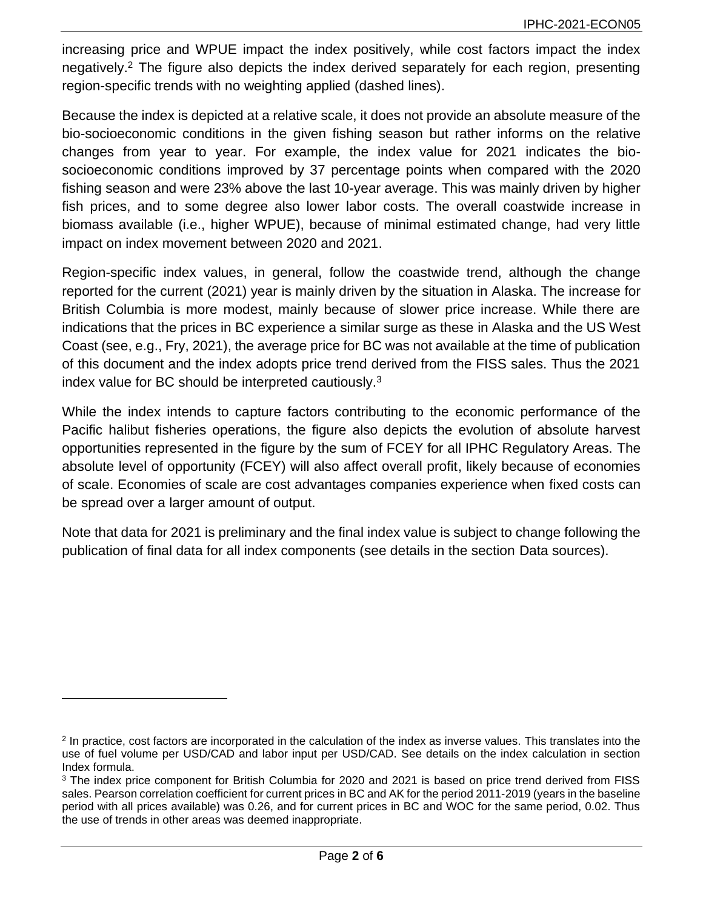increasing price and WPUE impact the index positively, while cost factors impact the index negatively.[2] The figure also depicts the index derived separately for each region, presenting region-specific trends with no weighting applied (dashed lines).

Because the index is depicted at a relative scale, it does not provide an absolute measure of the bio-socioeconomic conditions in the given fishing season but rather informs on the relative changes from year to year. For example, the index value for 2021 indicates the bio-socioeconomic conditions improved by 37 percentage points when compared with the 2020 fishing season and were 23% above the last 10-year average. This was mainly driven by higher fish prices, and to some degree also lower labor costs. The overall coastwide increase in biomass available (i.e., higher WPUE), because of minimal estimated change, had very little impact on index movement between 2020 and 2021.

Region-specific index values, in general, follow the coastwide trend, although the change reported for the current (2021) year is mainly driven by the situation in Alaska. The increase for British Columbia is more modest, mainly because of slower price increase. While there are indications that the prices in BC experience a similar surge as these in Alaska and the US West Coast (see, e.g., Fry, 2021), the average price for BC was not available at the time of publication of this document and the index adopts price trend derived from the FISS sales. Thus the 2021 index value for BC should be interpreted cautiously.[3]

While the index intends to capture factors contributing to the economic performance of the Pacific halibut fisheries operations, the figure also depicts the evolution of absolute harvest opportunities represented in the figure by the sum of FCEY for all IPHC Regulatory Areas. The absolute level of opportunity (FCEY) will also affect overall profit, likely because of economies of scale. Economies of scale are cost advantages companies experience when fixed costs can be spread over a larger amount of output.

Note that data for 2021 is preliminary and the final index value is subject to change following the publication of final data for all index components (see details in the section Data sources).

---

[2] In practice, cost factors are incorporated in the calculation of the index as inverse values. This translates into the use of fuel volume per USD/CAD and labor input per USD/CAD. See details on the index calculation in section Index formula.

[3] The index price component for British Columbia for 2020 and 2021 is based on price trend derived from FISS sales. Pearson correlation coefficient for current prices in BC and AK for the period 2011-2019 (years in the baseline period with all prices available) was 0.26, and for current prices in BC and WOC for the same period, 0.02. Thus the use of trends in other areas was deemed inappropriate.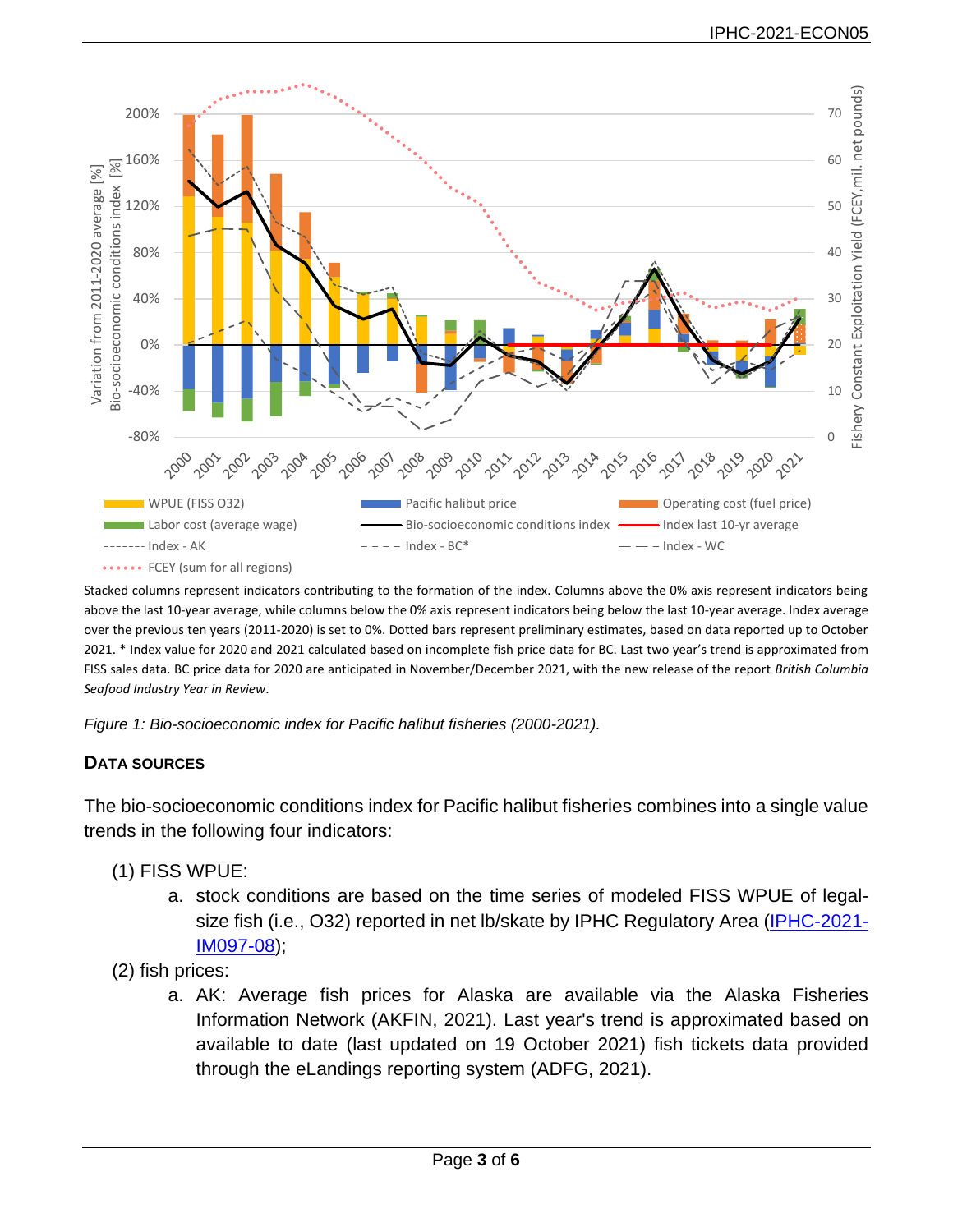200%
160%
120%
80%
40%
0%
-40%
-80%

Variation from 2011-2020 average [%]
Bio-socioeconomic conditions index [%]

70
60
50
40
30
20
10
0

Fishery Constant Exploitation Yield (FCEY,mil. net pounds)

2000 2001 2002 2003 2004 2005 2006 2007 2008 2009 2010 2011 2012 2013 2014 2015 2016 2017 2018 2019 2020 2021

WPUE (FISS O32)
Pacific halibut price
Operating cost (fuel price)
Labor cost (average wage)
Bio-socioeconomic conditions index
Index last 10-yr average
Index - AK
Index - BC*
Index - WC
FCEY (sum for all regions)

Stacked columns represent indicators contributing to the formation of the index. Columns above the 0% axis represent indicators being above the last 10-year average, while columns below the 0% axis represent indicators being below the last 10-year average. Index average over the previous ten years (2011-2020) is set to 0%. Dotted bars represent preliminary estimates, based on data reported up to October 2021. * Index value for 2020 and 2021 calculated based on incomplete fish price data for BC. Last two year's trend is approximated from FISS sales data. BC price data for 2020 are anticipated in November/December 2021, with the new release of the report *British Columbia Seafood Industry Year in Review*.

*Figure 1: Bio-socioeconomic index for Pacific halibut fisheries (2000-2021).*

## DATA SOURCES

The bio-socioeconomic conditions index for Pacific halibut fisheries combines into a single value trends in the following four indicators:

(1) FISS WPUE:
  a. stock conditions are based on the time series of modeled FISS WPUE of legal-size fish (i.e., O32) reported in net lb/skate by IPHC Regulatory Area (IPHC-2021-IM097-08);

(2) fish prices:
  a. AK: Average fish prices for Alaska are available via the Alaska Fisheries Information Network (AKFIN, 2021). Last year's trend is approximated based on available to date (last updated on 19 October 2021) fish tickets data provided through the eLandings reporting system (ADFG, 2021).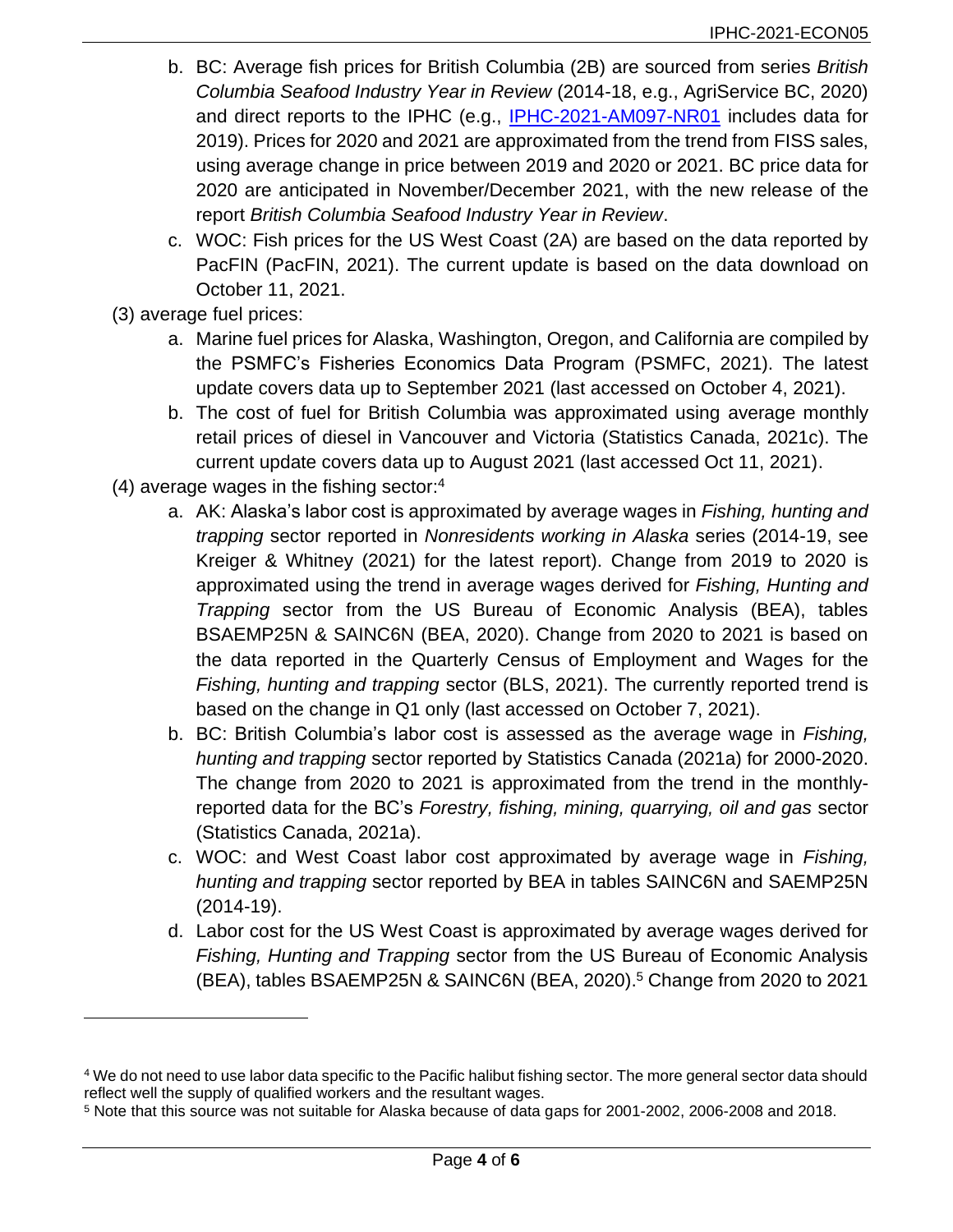b. BC: Average fish prices for British Columbia (2B) are sourced from series *British Columbia Seafood Industry Year in Review* (2014-18, e.g., AgriService BC, 2020) and direct reports to the IPHC (e.g., IPHC-2021-AM097-NR01 includes data for 2019). Prices for 2020 and 2021 are approximated from the trend from FISS sales, using average change in price between 2019 and 2020 or 2021. BC price data for 2020 are anticipated in November/December 2021, with the new release of the report *British Columbia Seafood Industry Year in Review*.

c. WOC: Fish prices for the US West Coast (2A) are based on the data reported by PacFIN (PacFIN, 2021). The current update is based on the data download on October 11, 2021.

(3) average fuel prices:

a. Marine fuel prices for Alaska, Washington, Oregon, and California are compiled by the PSMFC's Fisheries Economics Data Program (PSMFC, 2021). The latest update covers data up to September 2021 (last accessed on October 4, 2021).

b. The cost of fuel for British Columbia was approximated using average monthly retail prices of diesel in Vancouver and Victoria (Statistics Canada, 2021c). The current update covers data up to August 2021 (last accessed Oct 11, 2021).

(4) average wages in the fishing sector:[4]

a. AK: Alaska's labor cost is approximated by average wages in *Fishing, hunting and trapping* sector reported in *Nonresidents working in Alaska* series (2014-19, see Kreiger & Whitney (2021) for the latest report). Change from 2019 to 2020 is approximated using the trend in average wages derived for *Fishing, Hunting and Trapping* sector from the US Bureau of Economic Analysis (BEA), tables BSAEMP25N & SAINC6N (BEA, 2020). Change from 2020 to 2021 is based on the data reported in the Quarterly Census of Employment and Wages for the *Fishing, hunting and trapping* sector (BLS, 2021). The currently reported trend is based on the change in Q1 only (last accessed on October 7, 2021).

b. BC: British Columbia's labor cost is assessed as the average wage in *Fishing, hunting and trapping* sector reported by Statistics Canada (2021a) for 2000-2020. The change from 2020 to 2021 is approximated from the trend in the monthly-reported data for the BC's *Forestry, fishing, mining, quarrying, oil and gas* sector (Statistics Canada, 2021a).

c. WOC: and West Coast labor cost approximated by average wage in *Fishing, hunting and trapping* sector reported by BEA in tables SAINC6N and SAEMP25N (2014-19).

d. Labor cost for the US West Coast is approximated by average wages derived for *Fishing, Hunting and Trapping* sector from the US Bureau of Economic Analysis (BEA), tables BSAEMP25N & SAINC6N (BEA, 2020).[5] Change from 2020 to 2021

[4] We do not need to use labor data specific to the Pacific halibut fishing sector. The more general sector data should reflect well the supply of qualified workers and the resultant wages.

[5] Note that this source was not suitable for Alaska because of data gaps for 2001-2002, 2006-2008 and 2018.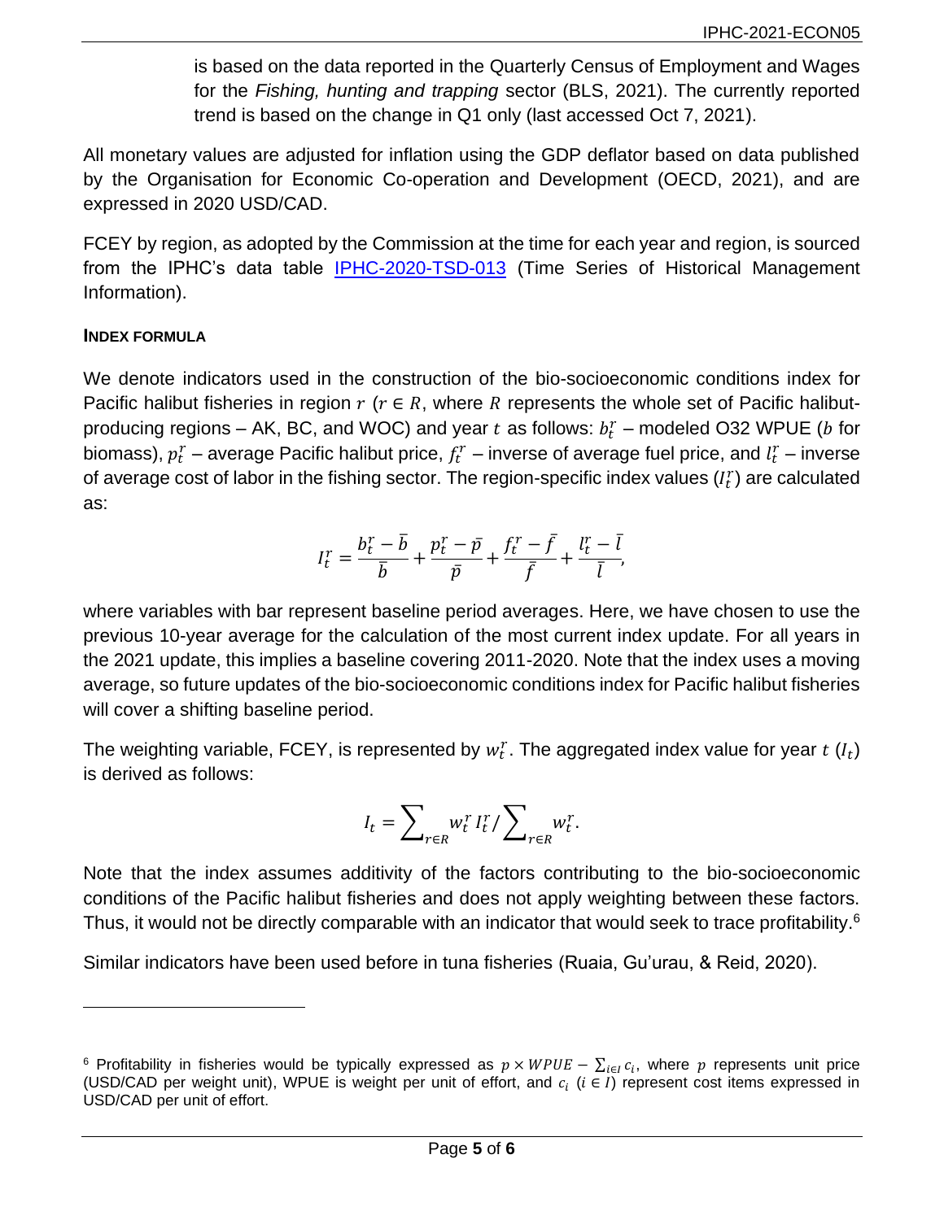is based on the data reported in the Quarterly Census of Employment and Wages for the *Fishing, hunting and trapping* sector (BLS, 2021). The currently reported trend is based on the change in Q1 only (last accessed Oct 7, 2021).

All monetary values are adjusted for inflation using the GDP deflator based on data published by the Organisation for Economic Co-operation and Development (OECD, 2021), and are expressed in 2020 USD/CAD.

FCEY by region, as adopted by the Commission at the time for each year and region, is sourced from the IPHC's data table IPHC-2020-TSD-013 (Time Series of Historical Management Information).

**INDEX FORMULA**

We denote indicators used in the construction of the bio-socioeconomic conditions index for Pacific halibut fisheries in region $r$ ($r \in R$, where $R$ represents the whole set of Pacific halibut-producing regions – AK, BC, and WOC) and year $t$ as follows: $b_t^r$ – modeled O32 WPUE ($b$ for biomass), $p_t^r$ – average Pacific halibut price, $f_t^r$ – inverse of average fuel price, and $l_t^r$ – inverse of average cost of labor in the fishing sector. The region-specific index values ($I_t^r$) are calculated as:

$$I_t^r = \frac{b_t^r - \bar{b}}{\bar{b}} + \frac{p_t^r - \bar{p}}{\bar{p}} + \frac{f_t^r - \bar{f}}{\bar{f}} + \frac{l_t^r - \bar{l}}{\bar{l}},$$

where variables with bar represent baseline period averages. Here, we have chosen to use the previous 10-year average for the calculation of the most current index update. For all years in the 2021 update, this implies a baseline covering 2011-2020. Note that the index uses a moving average, so future updates of the bio-socioeconomic conditions index for Pacific halibut fisheries will cover a shifting baseline period.

The weighting variable, FCEY, is represented by $w_t^r$. The aggregated index value for year $t$ ($I_t$) is derived as follows:

$$I_t = \sum\nolimits_{r \in R} w_t^r I_t^r / \sum\nolimits_{r \in R} w_t^r.$$

Note that the index assumes additivity of the factors contributing to the bio-socioeconomic conditions of the Pacific halibut fisheries and does not apply weighting between these factors. Thus, it would not be directly comparable with an indicator that would seek to trace profitability.[6]

Similar indicators have been used before in tuna fisheries (Ruaia, Gu'urau, & Reid, 2020).

---

[6] Profitability in fisheries would be typically expressed as $p \times WPUE - \sum_{i \in I} c_i$, where $p$ represents unit price (USD/CAD per weight unit), WPUE is weight per unit of effort, and $c_i$ ($i \in I$) represent cost items expressed in USD/CAD per unit of effort.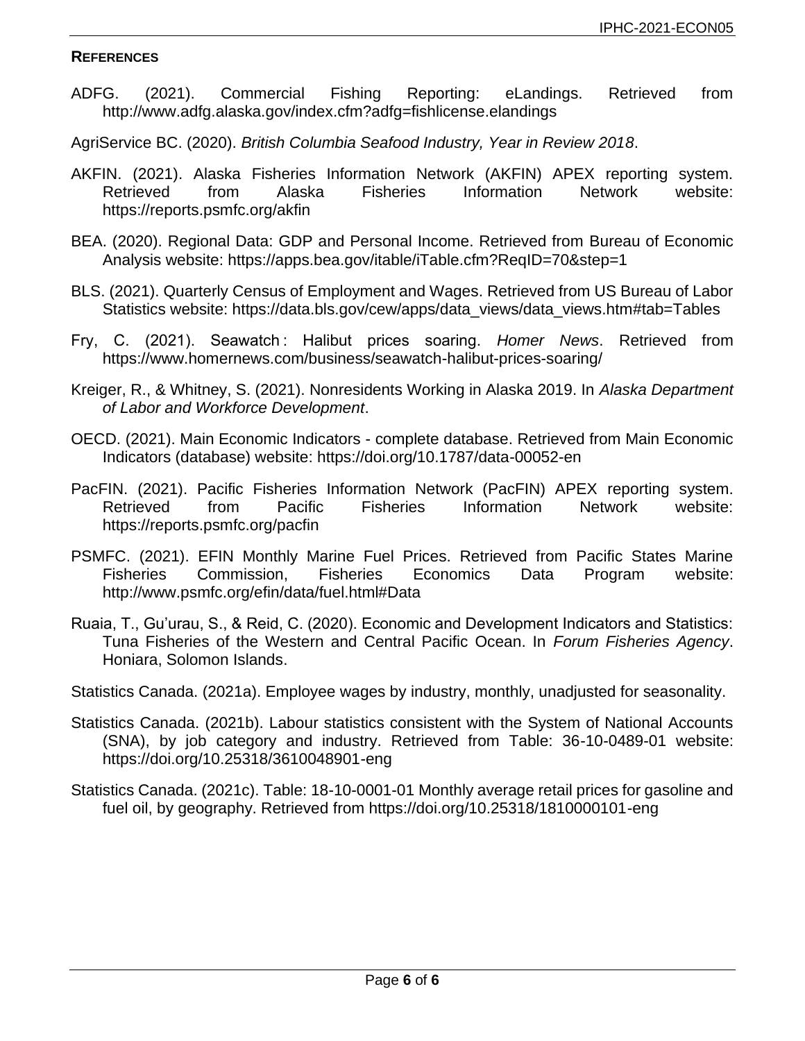## REFERENCES

ADFG. (2021). Commercial Fishing Reporting: eLandings. Retrieved from http://www.adfg.alaska.gov/index.cfm?adfg=fishlicense.elandings

AgriService BC. (2020). *British Columbia Seafood Industry, Year in Review 2018*.

AKFIN. (2021). Alaska Fisheries Information Network (AKFIN) APEX reporting system. Retrieved from Alaska Fisheries Information Network website: https://reports.psmfc.org/akfin

BEA. (2020). Regional Data: GDP and Personal Income. Retrieved from Bureau of Economic Analysis website: https://apps.bea.gov/itable/iTable.cfm?ReqID=70&step=1

BLS. (2021). Quarterly Census of Employment and Wages. Retrieved from US Bureau of Labor Statistics website: https://data.bls.gov/cew/apps/data_views/data_views.htm#tab=Tables

Fry, C. (2021). Seawatch : Halibut prices soaring. *Homer News*. Retrieved from https://www.homernews.com/business/seawatch-halibut-prices-soaring/

Kreiger, R., & Whitney, S. (2021). Nonresidents Working in Alaska 2019. In *Alaska Department of Labor and Workforce Development*.

OECD. (2021). Main Economic Indicators - complete database. Retrieved from Main Economic Indicators (database) website: https://doi.org/10.1787/data-00052-en

PacFIN. (2021). Pacific Fisheries Information Network (PacFIN) APEX reporting system. Retrieved from Pacific Fisheries Information Network website: https://reports.psmfc.org/pacfin

PSMFC. (2021). EFIN Monthly Marine Fuel Prices. Retrieved from Pacific States Marine Fisheries Commission, Fisheries Economics Data Program website: http://www.psmfc.org/efin/data/fuel.html#Data

Ruaia, T., Gu'urau, S., & Reid, C. (2020). Economic and Development Indicators and Statistics: Tuna Fisheries of the Western and Central Pacific Ocean. In *Forum Fisheries Agency*. Honiara, Solomon Islands.

Statistics Canada. (2021a). Employee wages by industry, monthly, unadjusted for seasonality.

Statistics Canada. (2021b). Labour statistics consistent with the System of National Accounts (SNA), by job category and industry. Retrieved from Table: 36-10-0489-01 website: https://doi.org/10.25318/3610048901-eng

Statistics Canada. (2021c). Table: 18-10-0001-01 Monthly average retail prices for gasoline and fuel oil, by geography. Retrieved from https://doi.org/10.25318/1810000101-eng